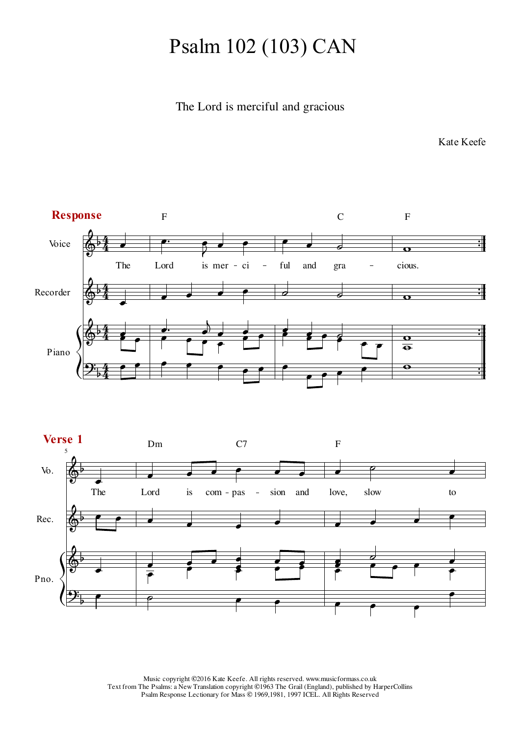# Psalm 102 (103) CAN

The Lord is merciful and gracious

Kate Keefe

Music copyright ©2016 Kate Keefe. All rights reserved. www.musicformass.co.uk
Text from The Psalms: a New Translation copyright ©1963 The Grail (England), published by HarperCollins
Psalm Response Lectionary for Mass © 1969,1981, 1997 ICEL. All Rights Reserved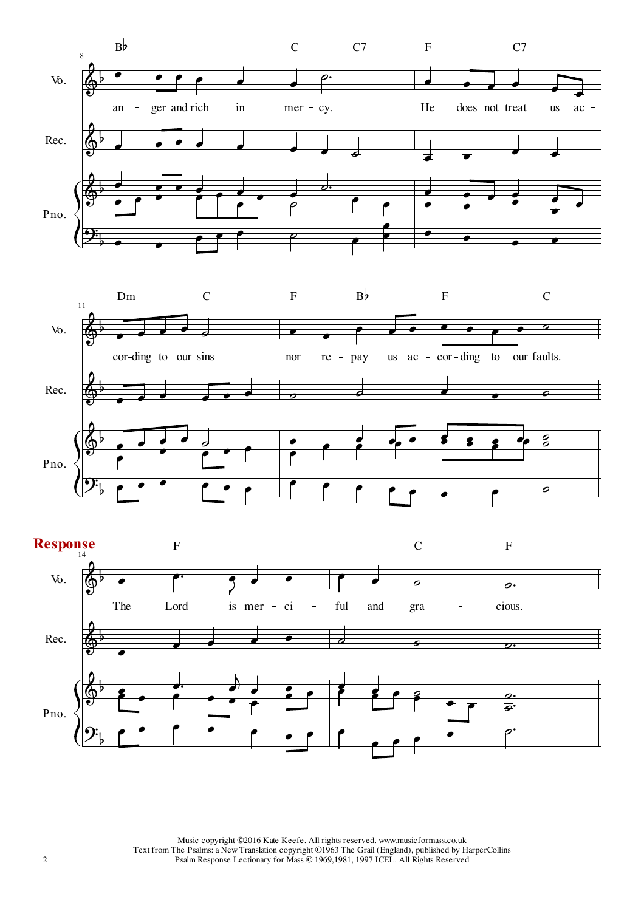**Response**

Music copyright ©2016 Kate Keefe. All rights reserved. www.musicformass.co.uk
Text from The Psalms: a New Translation copyright ©1963 The Grail (England), published by HarperCollins
Psalm Response Lectionary for Mass © 1969,1981, 1997 ICEL. All Rights Reserved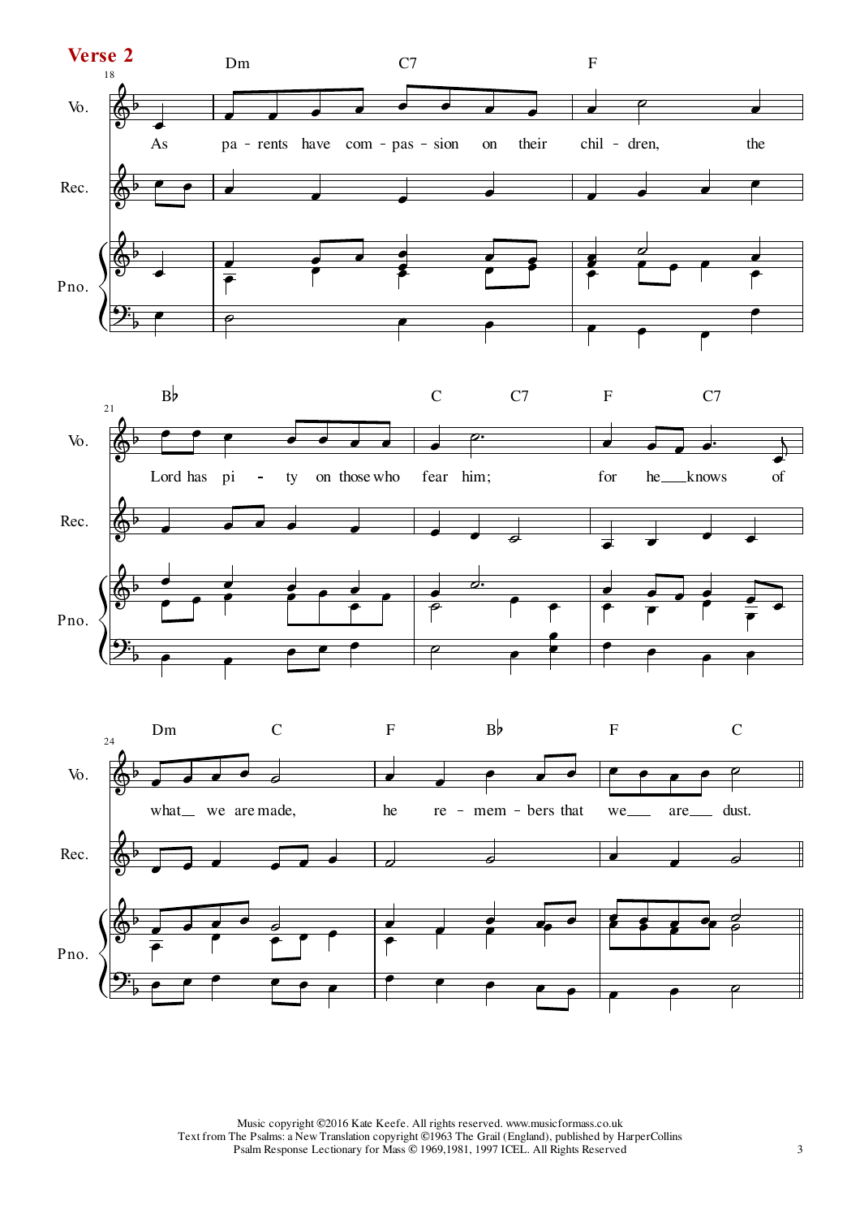**Verse 2**

As parents have compassion on their children, the Lord has pity on those who fear him; for he knows of what we are made, he remembers that we are dust.

Music copyright ©2016 Kate Keefe. All rights reserved. www.musicformass.co.uk
Text from The Psalms: a New Translation copyright ©1963 The Grail (England), published by HarperCollins
Psalm Response Lectionary for Mass © 1969,1981, 1997 ICEL. All Rights Reserved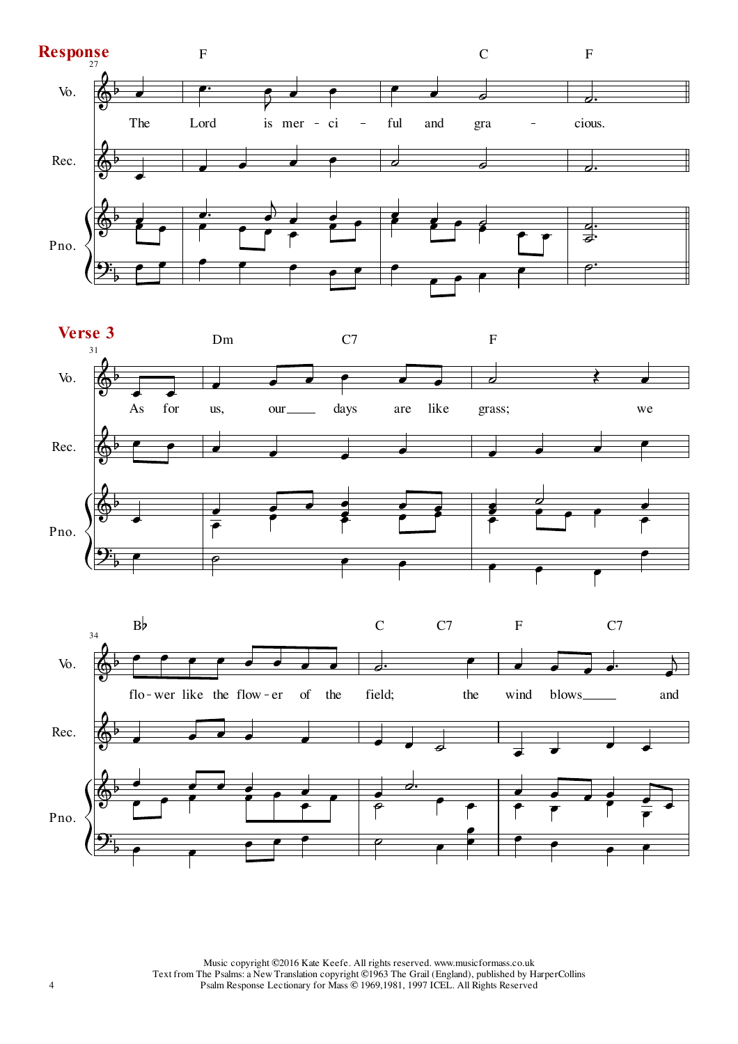## Response

The Lord is merciful and gracious.

## Verse 3

As for us, our days are like grass; we flower like the flower of the field; the wind blows and

Music copyright ©2016 Kate Keefe. All rights reserved. www.musicformass.co.uk
Text from The Psalms: a New Translation copyright ©1963 The Grail (England), published by HarperCollins
Psalm Response Lectionary for Mass © 1969,1981, 1997 ICEL. All Rights Reserved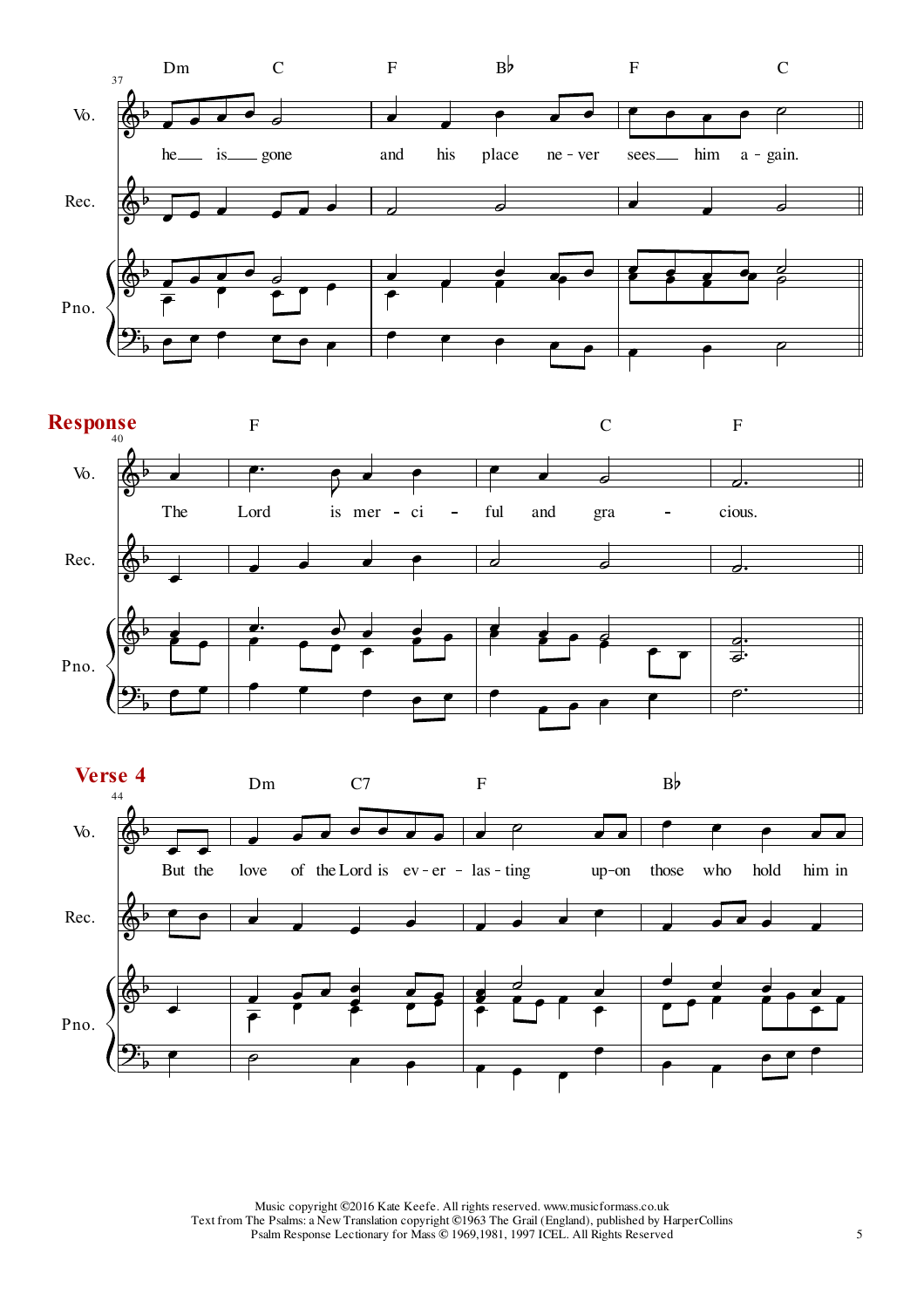**Response**

**Verse 4**

Music copyright ©2016 Kate Keefe. All rights reserved. www.musicformass.co.uk
Text from The Psalms: a New Translation copyright ©1963 The Grail (England), published by HarperCollins
Psalm Response Lectionary for Mass © 1969,1981, 1997 ICEL. All Rights Reserved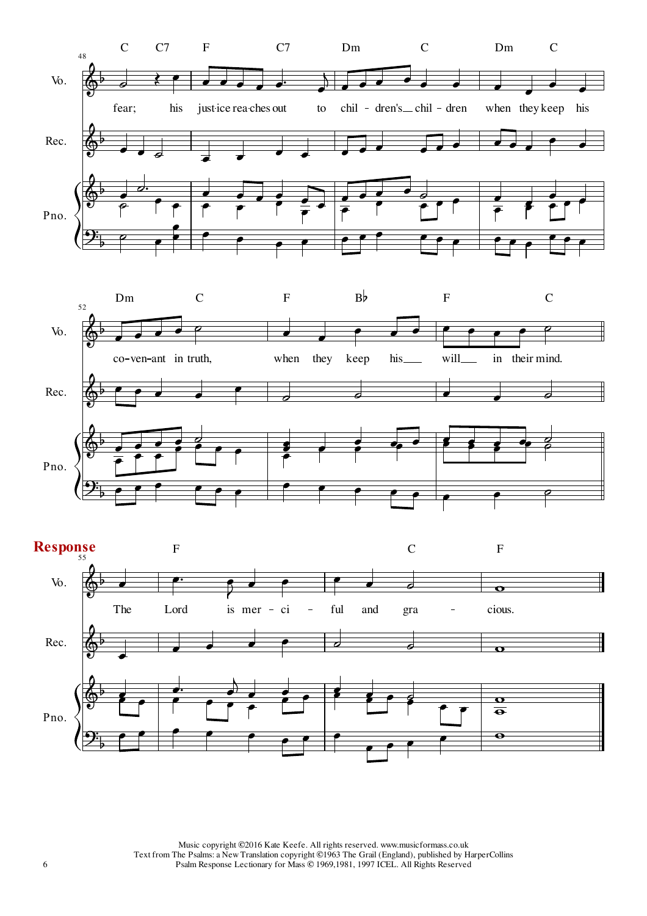fear; his justice reaches out to children's children when they keep his covenant in truth, when they keep his will in their mind.

## Response

The Lord is merciful and gracious.

Music copyright ©2016 Kate Keefe. All rights reserved. www.musicformass.co.uk
Text from The Psalms: a New Translation copyright ©1963 The Grail (England), published by HarperCollins
Psalm Response Lectionary for Mass © 1969,1981, 1997 ICEL. All Rights Reserved